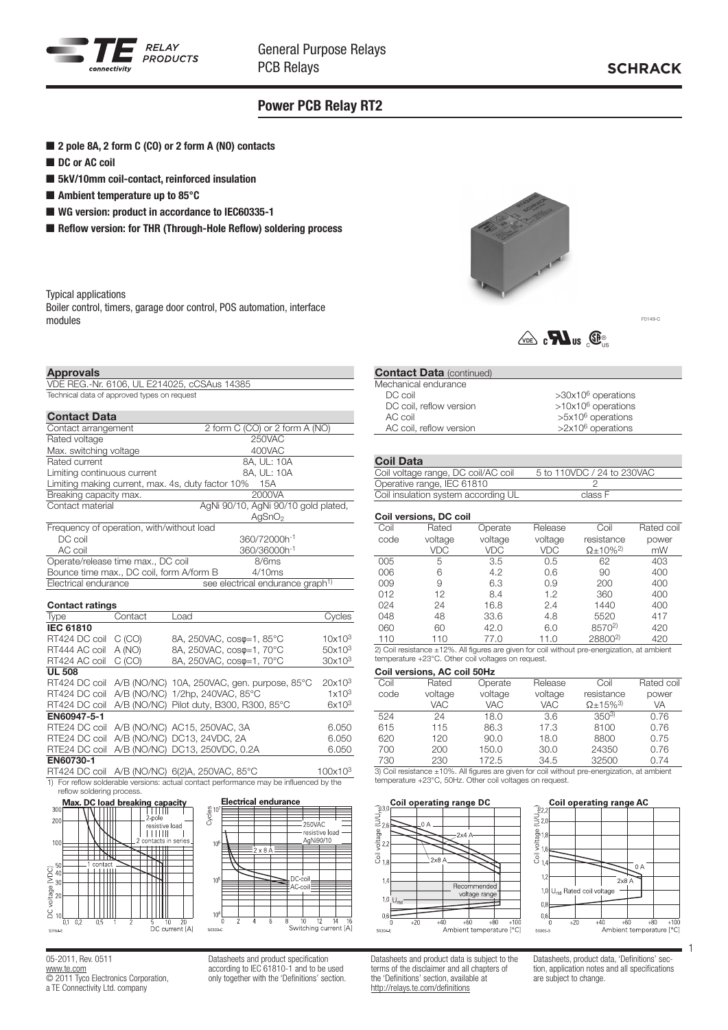# Power PCB Relay RT2

General Purpose Relays
PCB Relays

- **2 pole 8A, 2 form C (CO) or 2 form A (NO) contacts**
- **DC or AC coil**
- **5kV/10mm coil-contact, reinforced insulation**
- **Ambient temperature up to 85°C**
- **WG version: product in accordance to IEC60335-1**
- **Reflow version: for THR (Through-Hole Reflow) soldering process**

Typical applications
Boiler control, timers, garage door control, POS automation, interface modules

F0149-C

## Approvals

VDE REG.-Nr. 6106, UL E214025, cCSAus 14385
Technical data of approved types on request

## Contact Data

| | |
|---|---|
| Contact arrangement | 2 form C (CO) or 2 form A (NO) |
| Rated voltage | 250VAC |
| Max. switching voltage | 400VAC |
| Rated current | 8A, UL: 10A |
| Limiting continuous current | 8A, UL: 10A |
| Limiting making current, max. 4s, duty factor 10% | 15A |
| Breaking capacity max. | 2000VA |
| Contact material | AgNi 90/10, AgNi 90/10 gold plated, $AgSnO_2$ |
| Frequency of operation, with/without load | |
| DC coil | 360/72000h$^{-1}$ |
| AC coil | 360/36000h$^{-1}$ |
| Operate/release time max., DC coil | 8/6ms |
| Bounce time max., DC coil, form A/form B | 4/10ms |
| Electrical endurance | see electrical endurance graph[1] |

### Contact ratings

| Type | Contact | Load | Cycles |
|---|---|---|---|
| **IEC 61810** | | | |
| RT424 DC coil | C (CO) | 8A, 250VAC, cosφ=1, 85°C | 10x10$^3$ |
| RT444 AC coil | A (NO) | 8A, 250VAC, cosφ=1, 70°C | 50x10$^3$ |
| RT424 AC coil | C (CO) | 8A, 250VAC, cosφ=1, 70°C | 30x10$^3$ |
| **UL 508** | | | |
| RT424 DC coil | A/B (NO/NC) | 10A, 250VAC, gen. purpose, 85°C | 20x10$^3$ |
| RT424 DC coil | A/B (NO/NC) | 1/2hp, 240VAC, 85°C | 1x10$^3$ |
| RT424 DC coil | A/B (NO/NC) | Pilot duty, B300, R300, 85°C | 6x10$^3$ |
| **EN60947-5-1** | | | |
| RTE24 DC coil | A/B (NO/NC) | AC15, 250VAC, 3A | 6.050 |
| RTE24 DC coil | A/B (NO/NC) | DC13, 24VDC, 2A | 6.050 |
| RTE24 DC coil | A/B (NO/NC) | DC13, 250VDC, 0.2A | 6.050 |
| **EN60730-1** | | | |
| RT424 DC coil | A/B (NO/NC) | 6(2)A, 250VAC, 85°C | 100x10$^3$ |

1) For reflow solderable versions: actual contact performance may be influenced by the reflow soldering process.

**Max. DC load breaking capacity**

S0164-E

**Electrical endurance**

S0303-C

## Contact Data (continued)

| | |
|---|---|
| Mechanical endurance | |
| DC coil | >30x10$^6$ operations |
| DC coil, reflow version | >10x10$^6$ operations |
| AC coil | >5x10$^6$ operations |
| AC coil, reflow version | >2x10$^6$ operations |

## Coil Data

| | |
|---|---|
| Coil voltage range, DC coil/AC coil | 5 to 110VDC / 24 to 230VAC |
| Operative range, IEC 61810 | 2 |
| Coil insulation system according UL | class F |

### Coil versions, DC coil

| Coil code | Rated voltage VDC | Operate voltage VDC | Release voltage VDC | Coil resistance Ω±10%[2] | Rated coil power mW |
|---|---|---|---|---|---|
| 005 | 5 | 3.5 | 0.5 | 62 | 403 |
| 006 | 6 | 4.2 | 0.6 | 90 | 400 |
| 009 | 9 | 6.3 | 0.9 | 200 | 400 |
| 012 | 12 | 8.4 | 1.2 | 360 | 400 |
| 024 | 24 | 16.8 | 2.4 | 1440 | 400 |
| 048 | 48 | 33.6 | 4.8 | 5520 | 417 |
| 060 | 60 | 42.0 | 6.0 | 8570[2] | 420 |
| 110 | 110 | 77.0 | 11.0 | 28800[2] | 420 |

2) Coil resistance ±12%. All figures are given for coil without pre-energization, at ambient temperature +23°C. Other coil voltages on request.

### Coil versions, AC coil 50Hz

| Coil code | Rated voltage VAC | Operate voltage VAC | Release voltage VAC | Coil resistance Ω±15%[3] | Rated coil power VA |
|---|---|---|---|---|---|
| 524 | 24 | 18.0 | 3.6 | 350[3] | 0.76 |
| 615 | 115 | 86.3 | 17.3 | 8100 | 0.76 |
| 620 | 120 | 90.0 | 18.0 | 8800 | 0.75 |
| 700 | 200 | 150.0 | 30.0 | 24350 | 0.76 |
| 730 | 230 | 172.5 | 34.5 | 32500 | 0.74 |

3) Coil resistance ±10%. All figures are given for coil without pre-energization, at ambient temperature +23°C, 50Hz. Other coil voltages on request.

**Coil operating range DC**

S0304-E

**Coil operating range AC**

S0305-B

05-2011, Rev. 0511
www.te.com
© 2011 Tyco Electronics Corporation, a TE Connectivity Ltd. company

Datasheets and product specification according to IEC 61810-1 and to be used only together with the 'Definitions' section.

Datasheets and product data is subject to the terms of the disclaimer and all chapters of the 'Definitions' section, available at http://relays.te.com/definitions

Datasheets, product data, 'Definitions' section, application notes and all specifications are subject to change.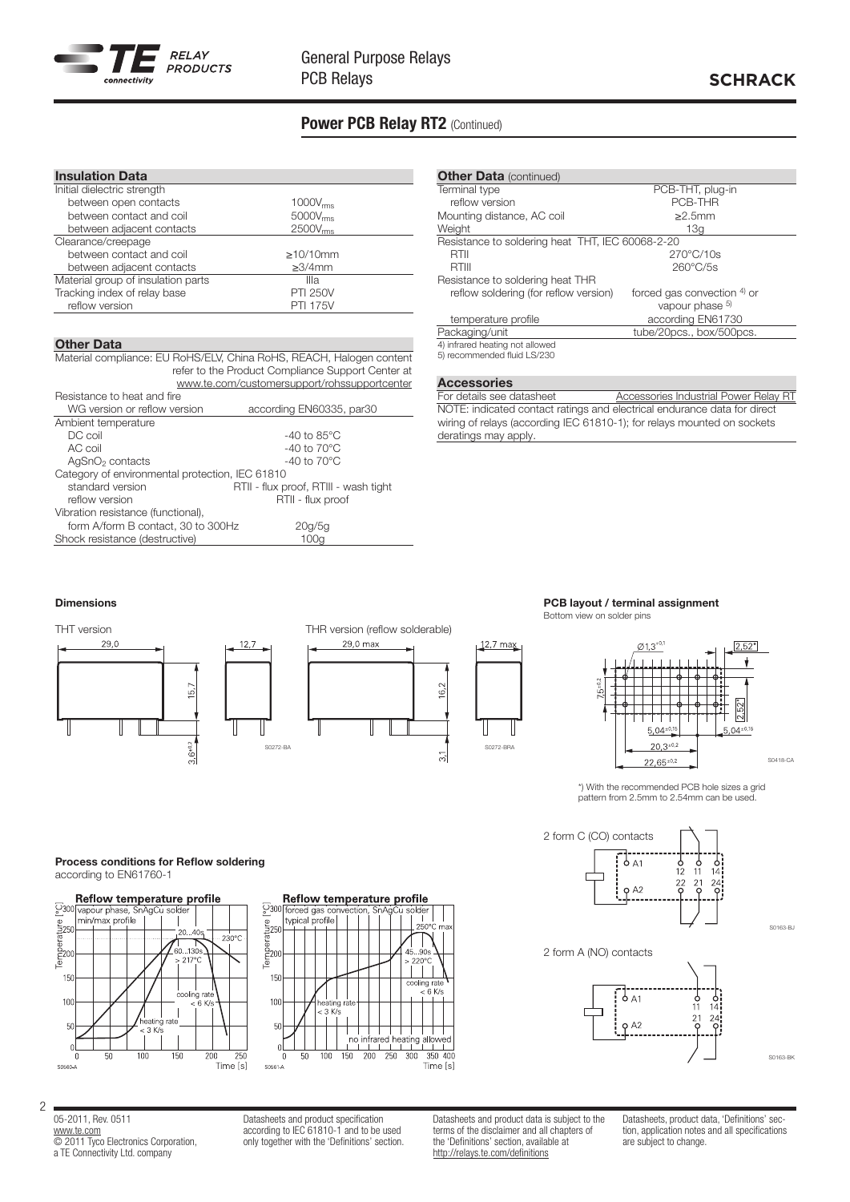## Power PCB Relay RT2 (Continued)

### Insulation Data

| | |
|---|---|
| Initial dielectric strength | |
| between open contacts | $1000V_{rms}$ |
| between contact and coil | $5000V_{rms}$ |
| between adjacent contacts | $2500V_{rms}$ |
| Clearance/creepage | |
| between contact and coil | ≥10/10mm |
| between adjacent contacts | ≥3/4mm |
| Material group of insulation parts | IIIa |
| Tracking index of relay base | PTI 250V |
| reflow version | PTI 175V |

### Other Data

Material compliance: EU RoHS/ELV, China RoHS, REACH, Halogen content refer to the Product Compliance Support Center at www.te.com/customersupport/rohssupportcenter

| | |
|---|---|
| Resistance to heat and fire | |
| WG version or reflow version | according EN60335, par30 |
| Ambient temperature | |
| DC coil | -40 to 85°C |
| AC coil | -40 to 70°C |
| $AgSnO_2$ contacts | -40 to 70°C |
| Category of environmental protection, IEC 61810 | |
| standard version | RTII - flux proof, RTIII - wash tight |
| reflow version | RTII - flux proof |
| Vibration resistance (functional), | |
| form A/form B contact, 30 to 300Hz | 20g/5g |
| Shock resistance (destructive) | 100g |

### Other Data (continued)

| | |
|---|---|
| Terminal type | PCB-THT, plug-in |
| reflow version | PCB-THR |
| Mounting distance, AC coil | ≥2.5mm |
| Weight | 13g |
| Resistance to soldering heat THT, IEC 60068-2-20 | |
| RTII | 270°C/10s |
| RTIII | 260°C/5s |
| Resistance to soldering heat THR | |
| reflow soldering (for reflow version) | forced gas convection [4] or vapour phase [5] |
| temperature profile | according EN61730 |
| Packaging/unit | tube/20pcs., box/500pcs. |

4) infrared heating not allowed
5) recommended fluid LS/230

### Accessories

| | |
|---|---|
| For details see datasheet | Accessories Industrial Power Relay RT |

NOTE: indicated contact ratings and electrical endurance data for direct wiring of relays (according IEC 61810-1); for relays mounted on sockets deratings may apply.

### Dimensions

THT version — 29,0; 12,7; 15,7; 3,6$^{\pm0.2}$ (S0272-BA)

THR version (reflow solderable) — 29,0 max; 12,7 max; 16,2; 3,1 (S0272-BRA)

### PCB layout / terminal assignment

Bottom view on solder pins

Ø1,3$^{+0.1}$; 2,52*; 7,5$^{\pm0.2}$; 2,52*; 5,04$^{\pm0.15}$; 5,04$^{\pm0.15}$; 20,3$^{\pm0.2}$; 22,65$^{\pm0.2}$ (S0418-CA)

*) With the recommended PCB hole sizes a grid pattern from 2.5mm to 2.54mm can be used.

2 form C (CO) contacts — A1, A2, 12, 11, 14, 22, 21, 24 (S0163-BJ)

2 form A (NO) contacts — A1, A2, 11, 14, 21, 24 (S0163-BK)

### Process conditions for Reflow soldering

according to EN61760-1

**Reflow temperature profile** — vapour phase, SnAgCu solder, min/max profile; 20...40s; 230°C; 60...130s > 217°C; cooling rate < 6 K/s; heating rate < 3 K/s; Temperature [°C]; Time [s] (S0560-A)

**Reflow temperature profile** — forced gas convection, SnAgCu solder, typical profile; 250°C max; 45...90s > 220°C; cooling rate < 6 K/s; heating rate < 3 K/s; no infrared heating allowed; Temperature [°C]; Time [s] (S0561-A)

05-2011, Rev. 0511
www.te.com
© 2011 Tyco Electronics Corporation, a TE Connectivity Ltd. company

Datasheets and product specification according to IEC 61810-1 and to be used only together with the 'Definitions' section.

Datasheets and product data is subject to the terms of the disclaimer and all chapters of the 'Definitions' section, available at http://relays.te.com/definitions

Datasheets, product data, 'Definitions' section, application notes and all specifications are subject to change.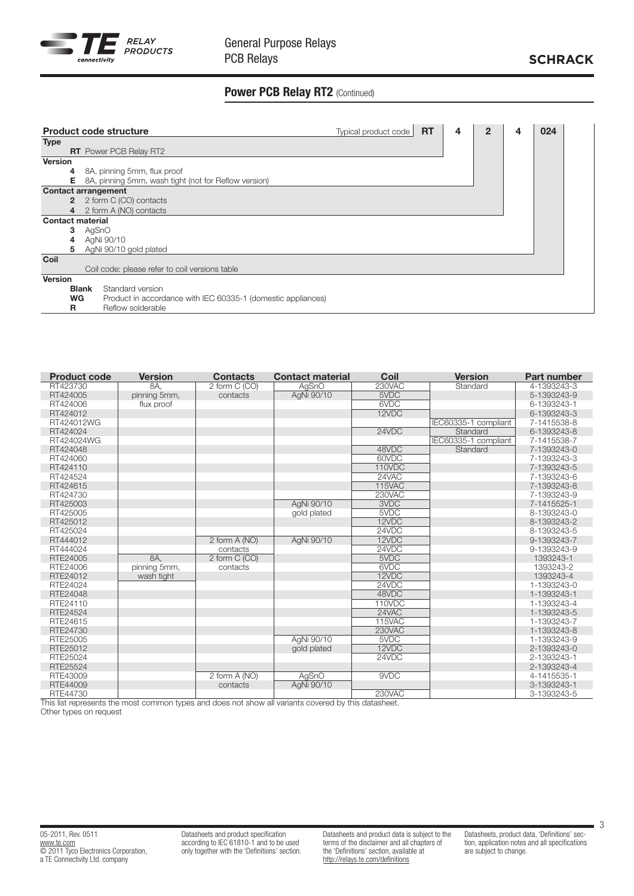## Power PCB Relay RT2 (Continued)

**Product code structure** — Typical product code: **RT** | **4** | **2** | **4** | **024**

**Type**
- **RT** Power PCB Relay RT2

**Version**
- **4** 8A, pinning 5mm, flux proof
- **E** 8A, pinning 5mm, wash tight (not for Reflow version)

**Contact arrangement**
- **2** 2 form C (CO) contacts
- **4** 2 form A (NO) contacts

**Contact material**
- **3** AgSnO
- **4** AgNi 90/10
- **5** AgNi 90/10 gold plated

**Coil**
- Coil code: please refer to coil versions table

**Version**
- **Blank** Standard version
- **WG** Product in accordance with IEC 60335-1 (domestic appliances)
- **R** Reflow solderable

| Product code | Version | Contacts | Contact material | Coil | Version | Part number |
|---|---|---|---|---|---|---|
| RT423730 | 8A, | 2 form C (CO) | AgSnO | 230VAC | Standard | 4-1393243-3 |
| RT424005 | pinning 5mm, | contacts | AgNi 90/10 | 5VDC | | 5-1393243-9 |
| RT424006 | flux proof | | | 6VDC | | 6-1393243-1 |
| RT424012 | | | | 12VDC | | 6-1393243-3 |
| RT424012WG | | | | | IEC60335-1 compliant | 7-1415538-8 |
| RT424024 | | | | 24VDC | Standard | 6-1393243-8 |
| RT424024WG | | | | | IEC60335-1 compliant | 7-1415538-7 |
| RT424048 | | | | 48VDC | Standard | 7-1393243-0 |
| RT424060 | | | | 60VDC | | 7-1393243-3 |
| RT424110 | | | | 110VDC | | 7-1393243-5 |
| RT424524 | | | | 24VAC | | 7-1393243-6 |
| RT424615 | | | | 115VAC | | 7-1393243-8 |
| RT424730 | | | | 230VAC | | 7-1393243-9 |
| RT425003 | | | AgNi 90/10 | 3VDC | | 7-1415525-1 |
| RT425005 | | | gold plated | 5VDC | | 8-1393243-0 |
| RT425012 | | | | 12VDC | | 8-1393243-2 |
| RT425024 | | | | 24VDC | | 8-1393243-5 |
| RT444012 | | 2 form A (NO) | AgNi 90/10 | 12VDC | | 9-1393243-7 |
| RT444024 | | contacts | | 24VDC | | 9-1393243-9 |
| RTE24005 | 8A, | 2 form C (CO) | | 5VDC | | 1393243-1 |
| RTE24006 | pinning 5mm, | contacts | | 6VDC | | 1393243-2 |
| RTE24012 | wash tight | | | 12VDC | | 1393243-4 |
| RTE24024 | | | | 24VDC | | 1-1393243-0 |
| RTE24048 | | | | 48VDC | | 1-1393243-1 |
| RTE24110 | | | | 110VDC | | 1-1393243-4 |
| RTE24524 | | | | 24VAC | | 1-1393243-5 |
| RTE24615 | | | | 115VAC | | 1-1393243-7 |
| RTE24730 | | | | 230VAC | | 1-1393243-8 |
| RTE25005 | | | AgNi 90/10 | 5VDC | | 1-1393243-9 |
| RTE25012 | | | gold plated | 12VDC | | 2-1393243-0 |
| RTE25024 | | | | 24VDC | | 2-1393243-1 |
| RTE25524 | | | | | | 2-1393243-4 |
| RTE43009 | | 2 form A (NO) | AgSnO | 9VDC | | 4-1415535-1 |
| RTE44009 | | contacts | AgNi 90/10 | | | 3-1393243-1 |
| RTE44730 | | | | 230VAC | | 3-1393243-5 |

This list represents the most common types and does not show all variants covered by this datasheet.
Other types on request

05-2011, Rev. 0511
www.te.com
© 2011 Tyco Electronics Corporation, a TE Connectivity Ltd. company

Datasheets and product specification according to IEC 61810-1 and to be used only together with the 'Definitions' section.

Datasheets and product data is subject to the terms of the disclaimer and all chapters of the 'Definitions' section, available at http://relays.te.com/definitions

Datasheets, product data, 'Definitions' section, application notes and all specifications are subject to change.